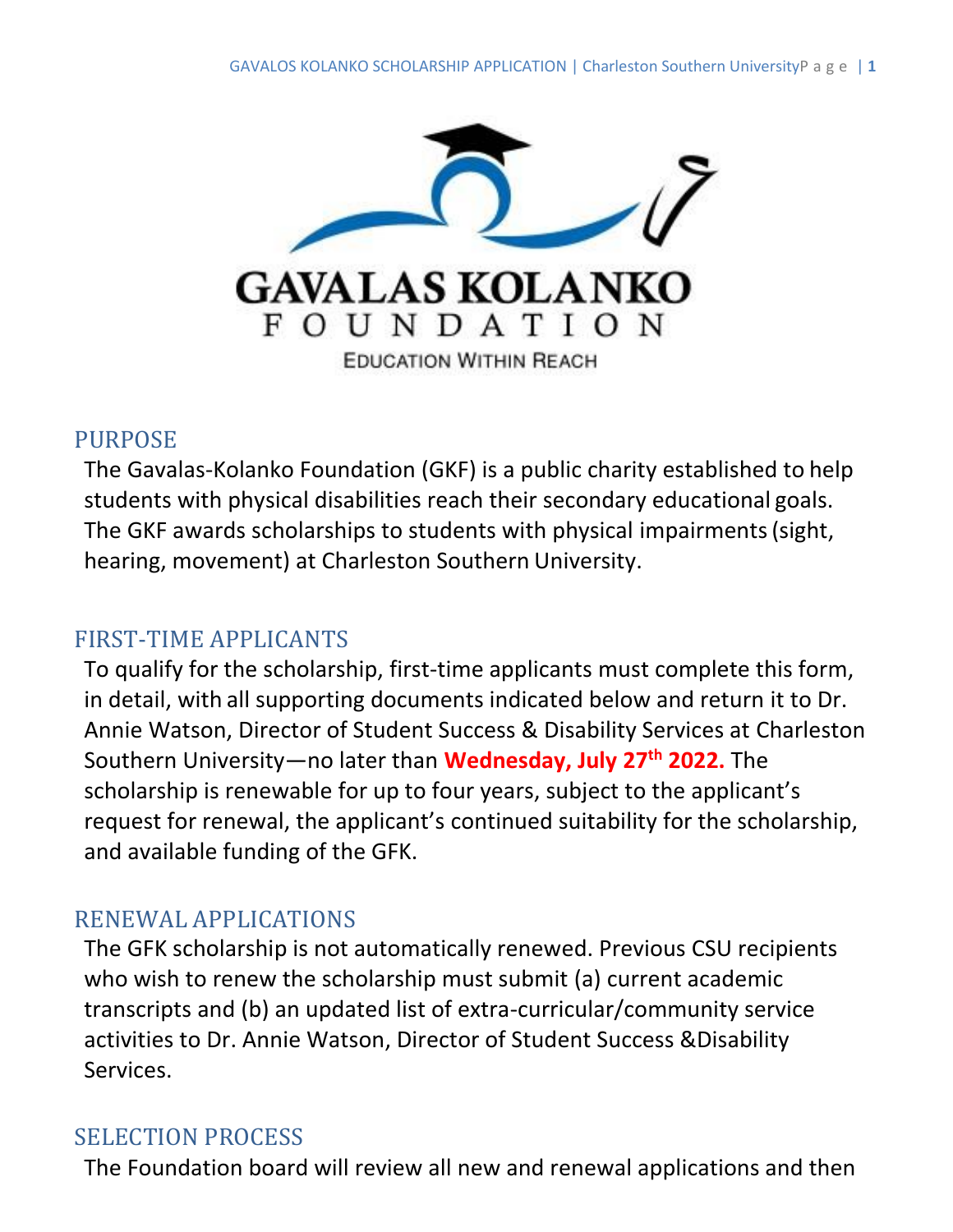GAVALAS KOLANKO
FOUNDATION
EDUCATION WITHIN REACH

## PURPOSE

The Gavalas-Kolanko Foundation (GKF) is a public charity established to help students with physical disabilities reach their secondary educational goals. The GKF awards scholarships to students with physical impairments (sight, hearing, movement) at Charleston Southern University.

## FIRST-TIME APPLICANTS

To qualify for the scholarship, first-time applicants must complete this form, in detail, with all supporting documents indicated below and return it to Dr. Annie Watson, Director of Student Success & Disability Services at Charleston Southern University—no later than **Wednesday, July 27th 2022.** The scholarship is renewable for up to four years, subject to the applicant's request for renewal, the applicant's continued suitability for the scholarship, and available funding of the GFK.

## RENEWAL APPLICATIONS

The GFK scholarship is not automatically renewed. Previous CSU recipients who wish to renew the scholarship must submit (a) current academic transcripts and (b) an updated list of extra-curricular/community service activities to Dr. Annie Watson, Director of Student Success &Disability Services.

## SELECTION PROCESS

The Foundation board will review all new and renewal applications and then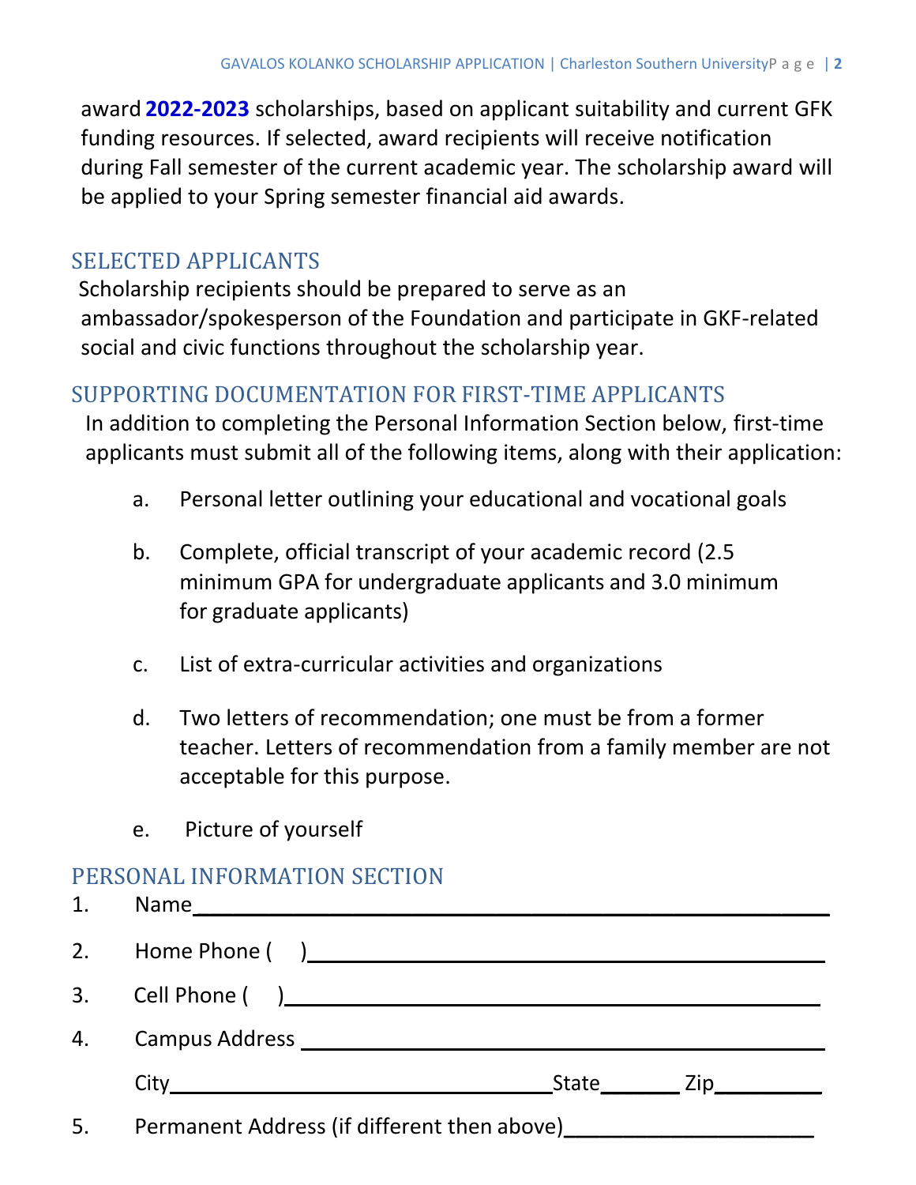award **2022-2023** scholarships, based on applicant suitability and current GFK funding resources. If selected, award recipients will receive notification during Fall semester of the current academic year. The scholarship award will be applied to your Spring semester financial aid awards.

## SELECTED APPLICANTS

Scholarship recipients should be prepared to serve as an ambassador/spokesperson of the Foundation and participate in GKF-related social and civic functions throughout the scholarship year.

## SUPPORTING DOCUMENTATION FOR FIRST-TIME APPLICANTS

In addition to completing the Personal Information Section below, first-time applicants must submit all of the following items, along with their application:

a. Personal letter outlining your educational and vocational goals

b. Complete, official transcript of your academic record (2.5 minimum GPA for undergraduate applicants and 3.0 minimum for graduate applicants)

c. List of extra-curricular activities and organizations

d. Two letters of recommendation; one must be from a former teacher. Letters of recommendation from a family member are not acceptable for this purpose.

e. Picture of yourself

## PERSONAL INFORMATION SECTION

1. Name\_\_\_\_\_\_\_\_\_\_\_\_\_\_\_\_\_\_\_\_\_\_\_\_\_\_\_\_\_\_\_\_\_\_\_\_\_\_\_\_\_\_\_\_\_\_\_\_

2. Home Phone (   )\_\_\_\_\_\_\_\_\_\_\_\_\_\_\_\_\_\_\_\_\_\_\_\_\_\_\_\_\_\_\_\_\_\_\_\_\_\_\_\_

3. Cell Phone (   )\_\_\_\_\_\_\_\_\_\_\_\_\_\_\_\_\_\_\_\_\_\_\_\_\_\_\_\_\_\_\_\_\_\_\_\_\_\_\_\_\_

4. Campus Address \_\_\_\_\_\_\_\_\_\_\_\_\_\_\_\_\_\_\_\_\_\_\_\_\_\_\_\_\_\_\_\_\_\_\_\_\_\_\_\_\_

   City\_\_\_\_\_\_\_\_\_\_\_\_\_\_\_\_\_\_\_\_\_\_\_\_\_\_\_\_\_\_State\_\_\_\_\_\_ Zip\_\_\_\_\_\_\_\_

5. Permanent Address (if different then above)\_\_\_\_\_\_\_\_\_\_\_\_\_\_\_\_\_\_\_\_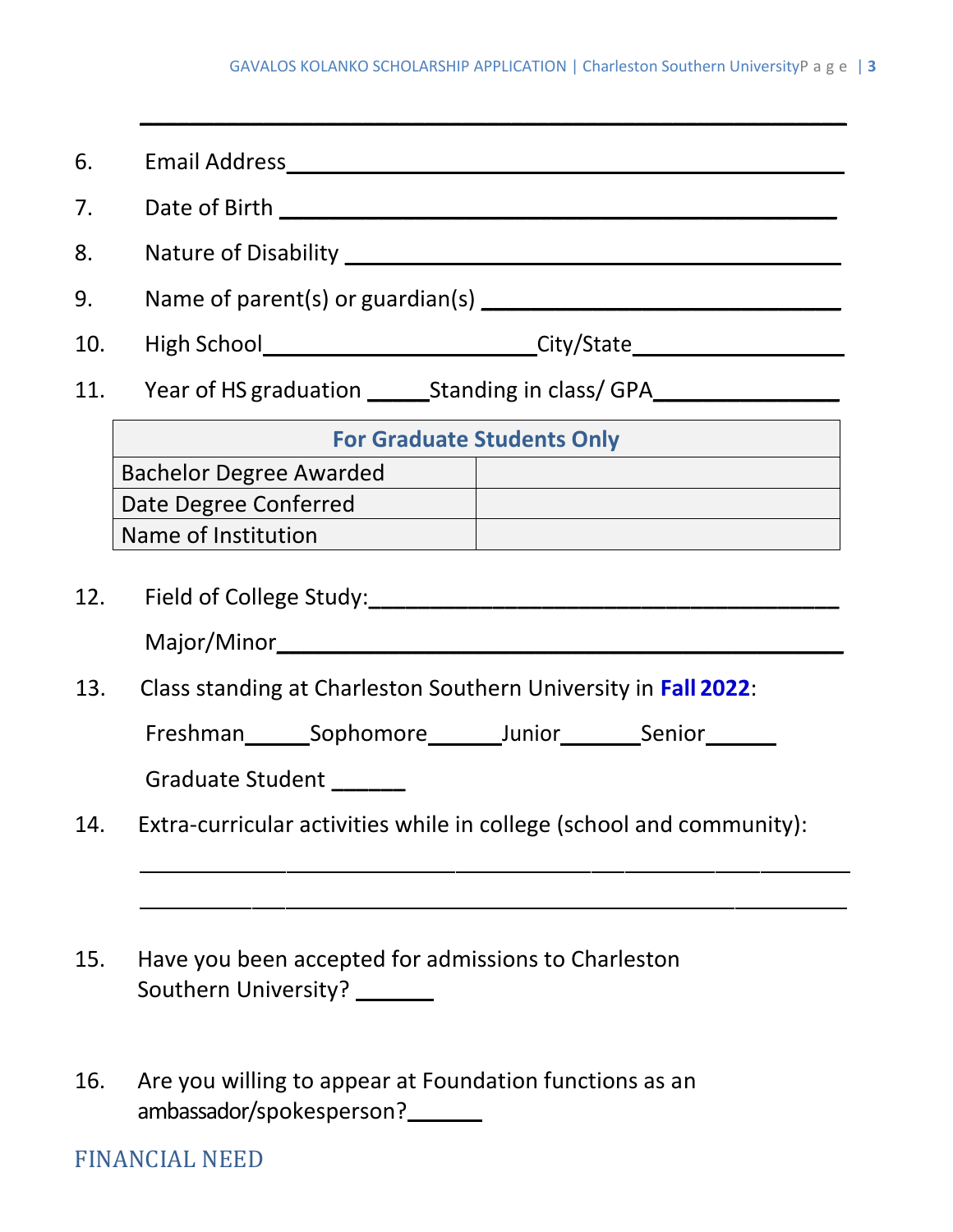\_\_\_\_\_\_\_\_\_\_\_\_\_\_\_\_\_\_\_\_\_\_\_\_\_\_\_\_\_\_\_\_\_\_\_\_\_\_\_\_\_\_\_\_\_\_\_\_\_\_\_\_\_\_

6. Email Address\_\_\_\_\_\_\_\_\_\_\_\_\_\_\_\_\_\_\_\_\_\_\_\_\_\_\_\_\_\_\_\_\_\_\_\_\_\_\_\_\_\_

7. Date of Birth \_\_\_\_\_\_\_\_\_\_\_\_\_\_\_\_\_\_\_\_\_\_\_\_\_\_\_\_\_\_\_\_\_\_\_\_\_\_\_\_\_\_

8. Nature of Disability \_\_\_\_\_\_\_\_\_\_\_\_\_\_\_\_\_\_\_\_\_\_\_\_\_\_\_\_\_\_\_\_\_\_\_\_\_\_

9. Name of parent(s) or guardian(s) \_\_\_\_\_\_\_\_\_\_\_\_\_\_\_\_\_\_\_\_\_\_\_\_\_\_\_\_\_\_

10. High School\_\_\_\_\_\_\_\_\_\_\_\_\_\_\_\_\_\_\_\_\_City/State\_\_\_\_\_\_\_\_\_\_\_\_\_\_\_\_

11. Year of HS graduation \_\_\_\_\_Standing in class/ GPA\_\_\_\_\_\_\_\_\_\_\_\_\_\_

| For Graduate Students Only | |
|---|---|
| Bachelor Degree Awarded | |
| Date Degree Conferred | |
| Name of Institution | |

12. Field of College Study:\_\_\_\_\_\_\_\_\_\_\_\_\_\_\_\_\_\_\_\_\_\_\_\_\_\_\_\_\_\_\_\_\_\_\_\_

    Major/Minor\_\_\_\_\_\_\_\_\_\_\_\_\_\_\_\_\_\_\_\_\_\_\_\_\_\_\_\_\_\_\_\_\_\_\_\_\_\_\_\_\_\_

13. Class standing at Charleston Southern University in **Fall 2022**:

    Freshman\_\_\_\_\_Sophomore\_\_\_\_\_\_Junior\_\_\_\_\_\_\_Senior\_\_\_\_\_\_

    Graduate Student \_\_\_\_\_\_

14. Extra-curricular activities while in college (school and community):

    \_\_\_\_\_\_\_\_\_\_\_\_\_\_\_\_\_\_\_\_\_\_\_\_\_\_\_\_\_\_\_\_\_\_\_\_\_\_\_\_\_\_\_\_\_\_\_\_\_\_\_\_\_\_

    \_\_\_\_\_\_\_\_\_\_\_\_\_\_\_\_\_\_\_\_\_\_\_\_\_\_\_\_\_\_\_\_\_\_\_\_\_\_\_\_\_\_\_\_\_\_\_\_\_\_\_\_\_\_

15. Have you been accepted for admissions to Charleston Southern University? \_\_\_\_\_\_\_

16. Are you willing to appear at Foundation functions as an ambassador/spokesperson?\_\_\_\_\_\_

## FINANCIAL NEED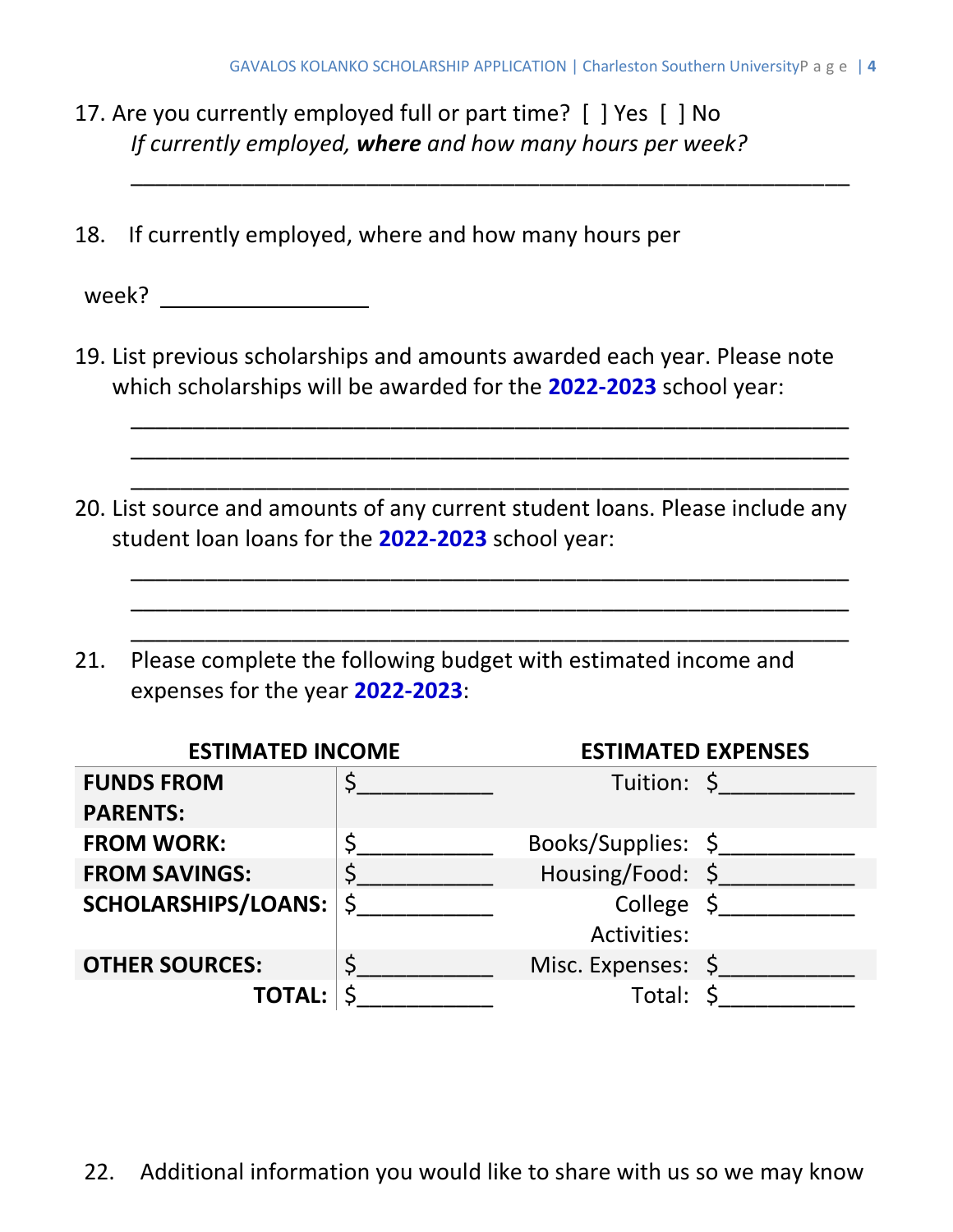17. Are you currently employed full or part time?  [ ] Yes  [ ] No
    *If currently employed, **where** and how many hours per week?*

    ___________________________________________________________

18. If currently employed, where and how many hours per

    week? _________________

19. List previous scholarships and amounts awarded each year. Please note which scholarships will be awarded for the **2022-2023** school year:

    ___________________________________________________________
    ___________________________________________________________
    ___________________________________________________________

20. List source and amounts of any current student loans. Please include any student loan loans for the **2022-2023** school year:

    ___________________________________________________________
    ___________________________________________________________
    ___________________________________________________________

21. Please complete the following budget with estimated income and expenses for the year **2022-2023**:

| **ESTIMATED INCOME** | | **ESTIMATED EXPENSES** | |
|---|---|---|---|
| **FUNDS FROM PARENTS:** | $___________ | Tuition: | $___________ |
| **FROM WORK:** | $___________ | Books/Supplies: | $___________ |
| **FROM SAVINGS:** | $___________ | Housing/Food: | $___________ |
| **SCHOLARSHIPS/LOANS:** | $___________ | College Activities: | $___________ |
| **OTHER SOURCES:** | $___________ | Misc. Expenses: | $___________ |
| **TOTAL:** | $___________ | Total: | $___________ |

22. Additional information you would like to share with us so we may know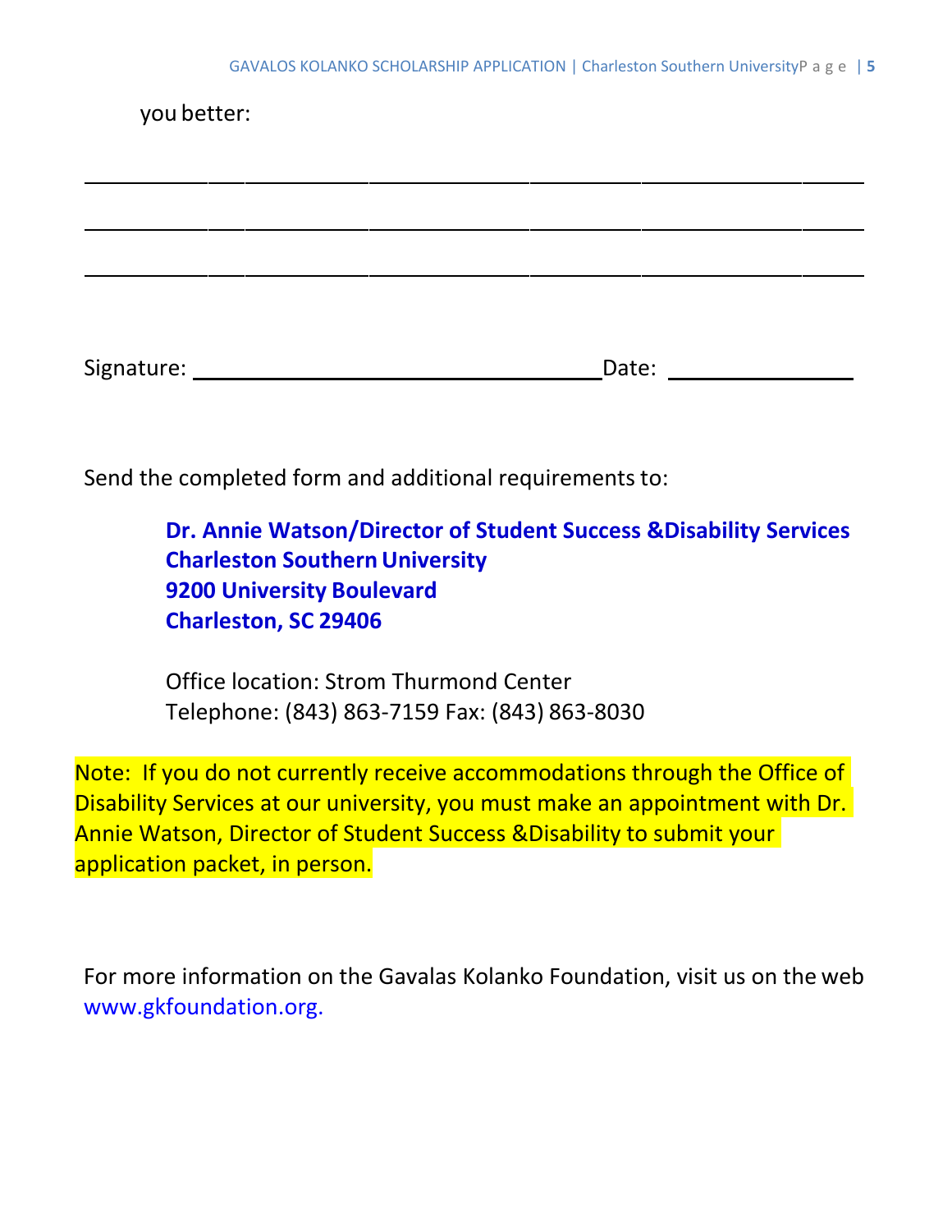you better:

\_\_\_\_\_\_\_\_\_\_\_\_\_\_\_\_\_\_\_\_\_\_\_\_\_\_\_\_\_\_\_\_\_\_\_\_\_\_\_\_\_\_\_\_\_\_\_\_\_\_\_\_\_\_\_\_\_\_\_\_\_\_\_\_\_\_\_\_\_\_

\_\_\_\_\_\_\_\_\_\_\_\_\_\_\_\_\_\_\_\_\_\_\_\_\_\_\_\_\_\_\_\_\_\_\_\_\_\_\_\_\_\_\_\_\_\_\_\_\_\_\_\_\_\_\_\_\_\_\_\_\_\_\_\_\_\_\_\_\_\_

\_\_\_\_\_\_\_\_\_\_\_\_\_\_\_\_\_\_\_\_\_\_\_\_\_\_\_\_\_\_\_\_\_\_\_\_\_\_\_\_\_\_\_\_\_\_\_\_\_\_\_\_\_\_\_\_\_\_\_\_\_\_\_\_\_\_\_\_\_\_

Signature: \_\_\_\_\_\_\_\_\_\_\_\_\_\_\_\_\_\_\_\_\_\_\_\_\_\_\_\_\_\_\_\_\_\_\_\_ Date: \_\_\_\_\_\_\_\_\_\_\_\_\_\_\_\_

Send the completed form and additional requirements to:

**Dr. Annie Watson/Director of Student Success &Disability Services**
**Charleston Southern University**
**9200 University Boulevard**
**Charleston, SC 29406**

Office location: Strom Thurmond Center
Telephone: (843) 863-7159 Fax: (843) 863-8030

Note: If you do not currently receive accommodations through the Office of Disability Services at our university, you must make an appointment with Dr. Annie Watson, Director of Student Success &Disability to submit your application packet, in person.

For more information on the Gavalas Kolanko Foundation, visit us on the web www.gkfoundation.org.